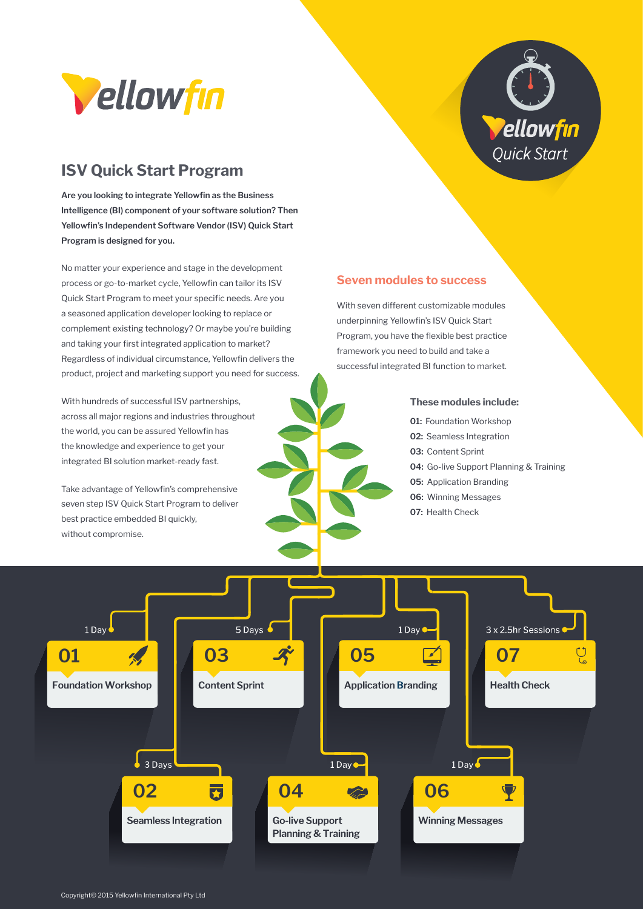# Yellowfin

## ISV Quick Start Program

**Are you looking to integrate Yellowfin as the Business Intelligence (BI) component of your software solution? Then Yellowfin's Independent Software Vendor (ISV) Quick Start Program is designed for you.**

No matter your experience and stage in the development process or go-to-market cycle, Yellowfin can tailor its ISV Quick Start Program to meet your specific needs. Are you a seasoned application developer looking to replace or complement existing technology? Or maybe you're building and taking your first integrated application to market? Regardless of individual circumstance, Yellowfin delivers the product, project and marketing support you need for success.

With hundreds of successful ISV partnerships, across all major regions and industries throughout the world, you can be assured Yellowfin has the knowledge and experience to get your integrated BI solution market-ready fast.

Take advantage of Yellowfin's comprehensive seven step ISV Quick Start Program to deliver best practice embedded BI quickly, without compromise.

Yellowfin Quick Start

### Seven modules to success

With seven different customizable modules underpinning Yellowfin's ISV Quick Start Program, you have the flexible best practice framework you need to build and take a successful integrated BI function to market.

**These modules include:**

**01:** Foundation Workshop
**02:** Seamless Integration
**03:** Content Sprint
**04:** Go-live Support Planning & Training
**05:** Application Branding
**06:** Winning Messages
**07:** Health Check

| Module | Duration |
| --- | --- |
| 01 Foundation Workshop | 1 Day |
| 02 Seamless Integration | 3 Days |
| 03 Content Sprint | 5 Days |
| 04 Go-live Support Planning & Training | 1 Day |
| 05 Application Branding | 1 Day |
| 06 Winning Messages | 1 Day |
| 07 Health Check | 3 x 2.5hr Sessions |

Copyright© 2015 Yellowfin International Pty Ltd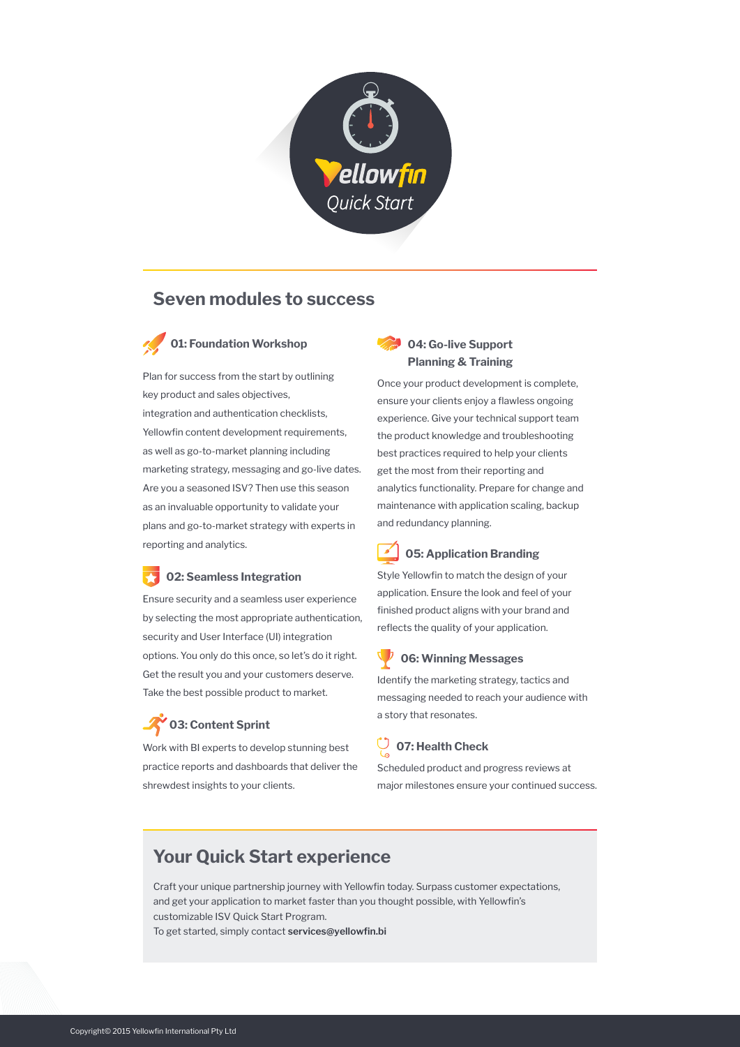Yellowfin

Quick Start

## Seven modules to success

### 01: Foundation Workshop

Plan for success from the start by outlining key product and sales objectives, integration and authentication checklists, Yellowfin content development requirements, as well as go-to-market planning including marketing strategy, messaging and go-live dates. Are you a seasoned ISV? Then use this season as an invaluable opportunity to validate your plans and go-to-market strategy with experts in reporting and analytics.

### 02: Seamless Integration

Ensure security and a seamless user experience by selecting the most appropriate authentication, security and User Interface (UI) integration options. You only do this once, so let's do it right. Get the result you and your customers deserve. Take the best possible product to market.

### 03: Content Sprint

Work with BI experts to develop stunning best practice reports and dashboards that deliver the shrewdest insights to your clients.

### 04: Go-live Support Planning & Training

Once your product development is complete, ensure your clients enjoy a flawless ongoing experience. Give your technical support team the product knowledge and troubleshooting best practices required to help your clients get the most from their reporting and analytics functionality. Prepare for change and maintenance with application scaling, backup and redundancy planning.

### 05: Application Branding

Style Yellowfin to match the design of your application. Ensure the look and feel of your finished product aligns with your brand and reflects the quality of your application.

### 06: Winning Messages

Identify the marketing strategy, tactics and messaging needed to reach your audience with a story that resonates.

### 07: Health Check

Scheduled product and progress reviews at major milestones ensure your continued success.

## Your Quick Start experience

Craft your unique partnership journey with Yellowfin today. Surpass customer expectations, and get your application to market faster than you thought possible, with Yellowfin's customizable ISV Quick Start Program.
To get started, simply contact **services@yellowfin.bi**

Copyright© 2015 Yellowfin International Pty Ltd